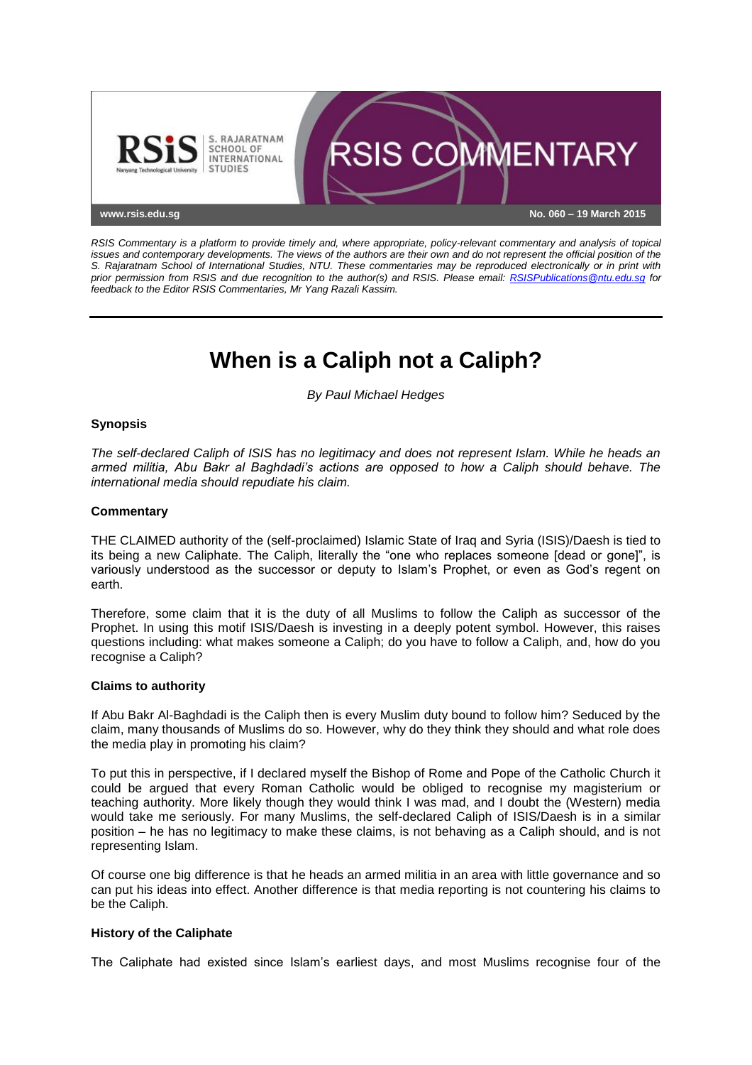RSIS Commentary is a platform to provide timely and, where appropriate, policy-relevant commentary and analysis of topical issues and contemporary developments. The views of the authors are their own and do not represent the official position of the S. Rajaratnam School of International Studies, NTU. These commentaries may be reproduced electronically or in print with prior permission from RSIS and due recognition to the author(s) and RSIS. Please email: RSISPublications@ntu.edu.sg for feedback to the Editor RSIS Commentaries, Mr Yang Razali Kassim.

No. 060 – 19 March 2015

# When is a Caliph not a Caliph?

*By Paul Michael Hedges*

### Synopsis

*The self-declared Caliph of ISIS has no legitimacy and does not represent Islam. While he heads an armed militia, Abu Bakr al Baghdadi's actions are opposed to how a Caliph should behave. The international media should repudiate his claim.*

### Commentary

THE CLAIMED authority of the (self-proclaimed) Islamic State of Iraq and Syria (ISIS)/Daesh is tied to its being a new Caliphate. The Caliph, literally the "one who replaces someone [dead or gone]", is variously understood as the successor or deputy to Islam's Prophet, or even as God's regent on earth.

Therefore, some claim that it is the duty of all Muslims to follow the Caliph as successor of the Prophet. In using this motif ISIS/Daesh is investing in a deeply potent symbol. However, this raises questions including: what makes someone a Caliph; do you have to follow a Caliph, and, how do you recognise a Caliph?

### Claims to authority

If Abu Bakr Al-Baghdadi is the Caliph then is every Muslim duty bound to follow him? Seduced by the claim, many thousands of Muslims do so. However, why do they think they should and what role does the media play in promoting his claim?

To put this in perspective, if I declared myself the Bishop of Rome and Pope of the Catholic Church it could be argued that every Roman Catholic would be obliged to recognise my magisterium or teaching authority. More likely though they would think I was mad, and I doubt the (Western) media would take me seriously. For many Muslims, the self-declared Caliph of ISIS/Daesh is in a similar position – he has no legitimacy to make these claims, is not behaving as a Caliph should, and is not representing Islam.

Of course one big difference is that he heads an armed militia in an area with little governance and so can put his ideas into effect. Another difference is that media reporting is not countering his claims to be the Caliph.

### History of the Caliphate

The Caliphate had existed since Islam's earliest days, and most Muslims recognise four of the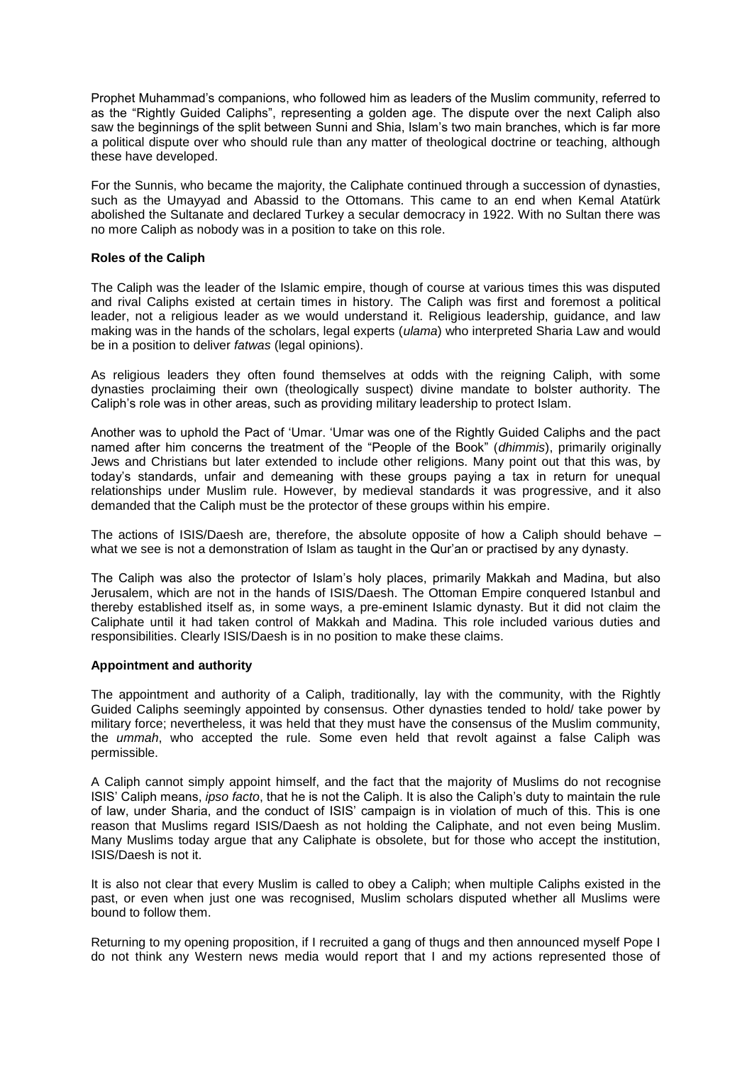Prophet Muhammad's companions, who followed him as leaders of the Muslim community, referred to as the "Rightly Guided Caliphs", representing a golden age. The dispute over the next Caliph also saw the beginnings of the split between Sunni and Shia, Islam's two main branches, which is far more a political dispute over who should rule than any matter of theological doctrine or teaching, although these have developed.

For the Sunnis, who became the majority, the Caliphate continued through a succession of dynasties, such as the Umayyad and Abassid to the Ottomans. This came to an end when Kemal Atatürk abolished the Sultanate and declared Turkey a secular democracy in 1922. With no Sultan there was no more Caliph as nobody was in a position to take on this role.

**Roles of the Caliph**

The Caliph was the leader of the Islamic empire, though of course at various times this was disputed and rival Caliphs existed at certain times in history. The Caliph was first and foremost a political leader, not a religious leader as we would understand it. Religious leadership, guidance, and law making was in the hands of the scholars, legal experts (*ulama*) who interpreted Sharia Law and would be in a position to deliver *fatwas* (legal opinions).

As religious leaders they often found themselves at odds with the reigning Caliph, with some dynasties proclaiming their own (theologically suspect) divine mandate to bolster authority. The Caliph's role was in other areas, such as providing military leadership to protect Islam.

Another was to uphold the Pact of 'Umar. 'Umar was one of the Rightly Guided Caliphs and the pact named after him concerns the treatment of the "People of the Book" (*dhimmis*), primarily originally Jews and Christians but later extended to include other religions. Many point out that this was, by today's standards, unfair and demeaning with these groups paying a tax in return for unequal relationships under Muslim rule. However, by medieval standards it was progressive, and it also demanded that the Caliph must be the protector of these groups within his empire.

The actions of ISIS/Daesh are, therefore, the absolute opposite of how a Caliph should behave – what we see is not a demonstration of Islam as taught in the Qur'an or practised by any dynasty.

The Caliph was also the protector of Islam's holy places, primarily Makkah and Madina, but also Jerusalem, which are not in the hands of ISIS/Daesh. The Ottoman Empire conquered Istanbul and thereby established itself as, in some ways, a pre-eminent Islamic dynasty. But it did not claim the Caliphate until it had taken control of Makkah and Madina. This role included various duties and responsibilities. Clearly ISIS/Daesh is in no position to make these claims.

**Appointment and authority**

The appointment and authority of a Caliph, traditionally, lay with the community, with the Rightly Guided Caliphs seemingly appointed by consensus. Other dynasties tended to hold/ take power by military force; nevertheless, it was held that they must have the consensus of the Muslim community, the *ummah*, who accepted the rule. Some even held that revolt against a false Caliph was permissible.

A Caliph cannot simply appoint himself, and the fact that the majority of Muslims do not recognise ISIS' Caliph means, *ipso facto*, that he is not the Caliph. It is also the Caliph's duty to maintain the rule of law, under Sharia, and the conduct of ISIS' campaign is in violation of much of this. This is one reason that Muslims regard ISIS/Daesh as not holding the Caliphate, and not even being Muslim. Many Muslims today argue that any Caliphate is obsolete, but for those who accept the institution, ISIS/Daesh is not it.

It is also not clear that every Muslim is called to obey a Caliph; when multiple Caliphs existed in the past, or even when just one was recognised, Muslim scholars disputed whether all Muslims were bound to follow them.

Returning to my opening proposition, if I recruited a gang of thugs and then announced myself Pope I do not think any Western news media would report that I and my actions represented those of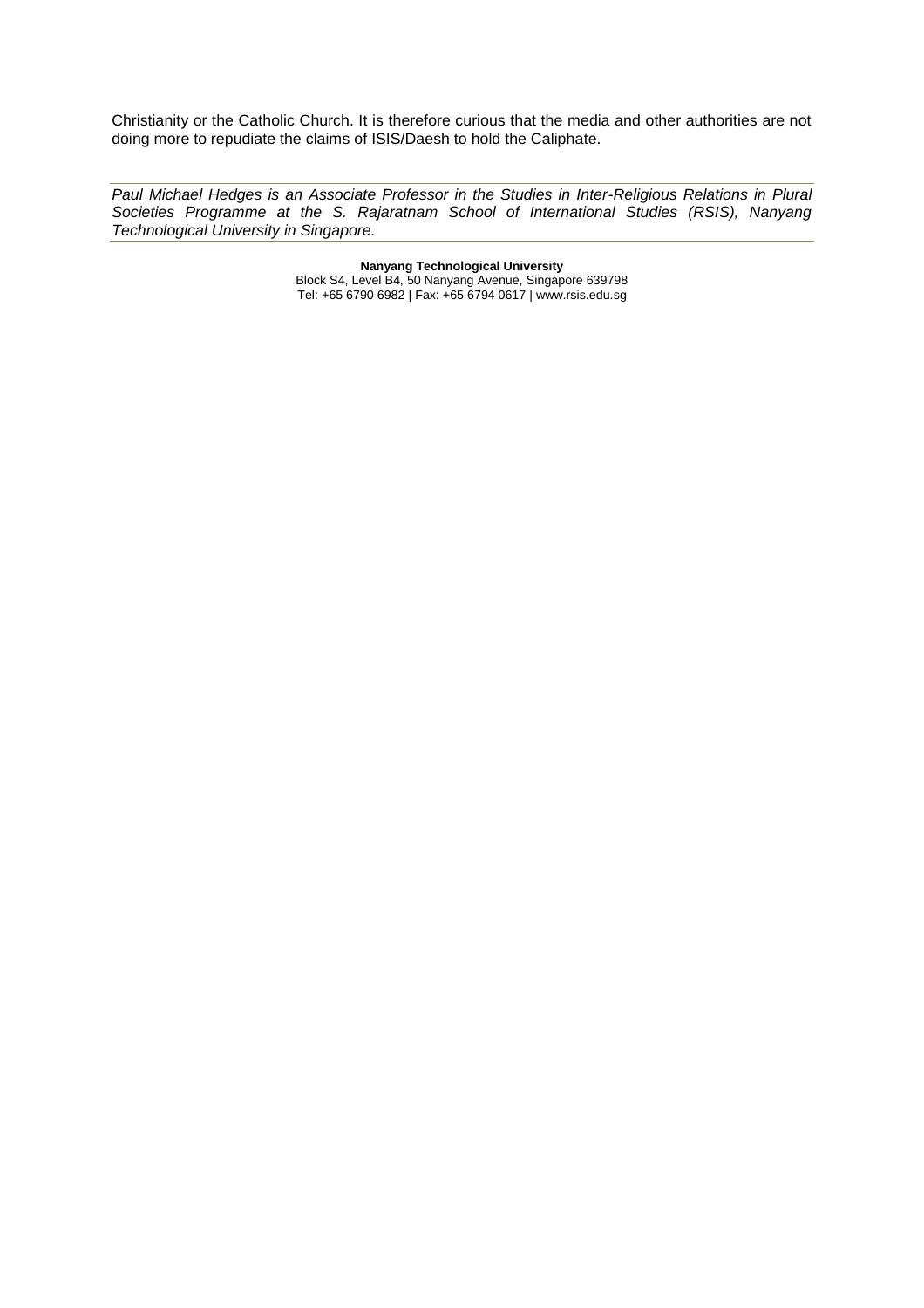Christianity or the Catholic Church. It is therefore curious that the media and other authorities are not doing more to repudiate the claims of ISIS/Daesh to hold the Caliphate.

*Paul Michael Hedges is an Associate Professor in the Studies in Inter-Religious Relations in Plural Societies Programme at the S. Rajaratnam School of International Studies (RSIS), Nanyang Technological University in Singapore.*

**Nanyang Technological University**
Block S4, Level B4, 50 Nanyang Avenue, Singapore 639798
Tel: +65 6790 6982 | Fax: +65 6794 0617 | www.rsis.edu.sg